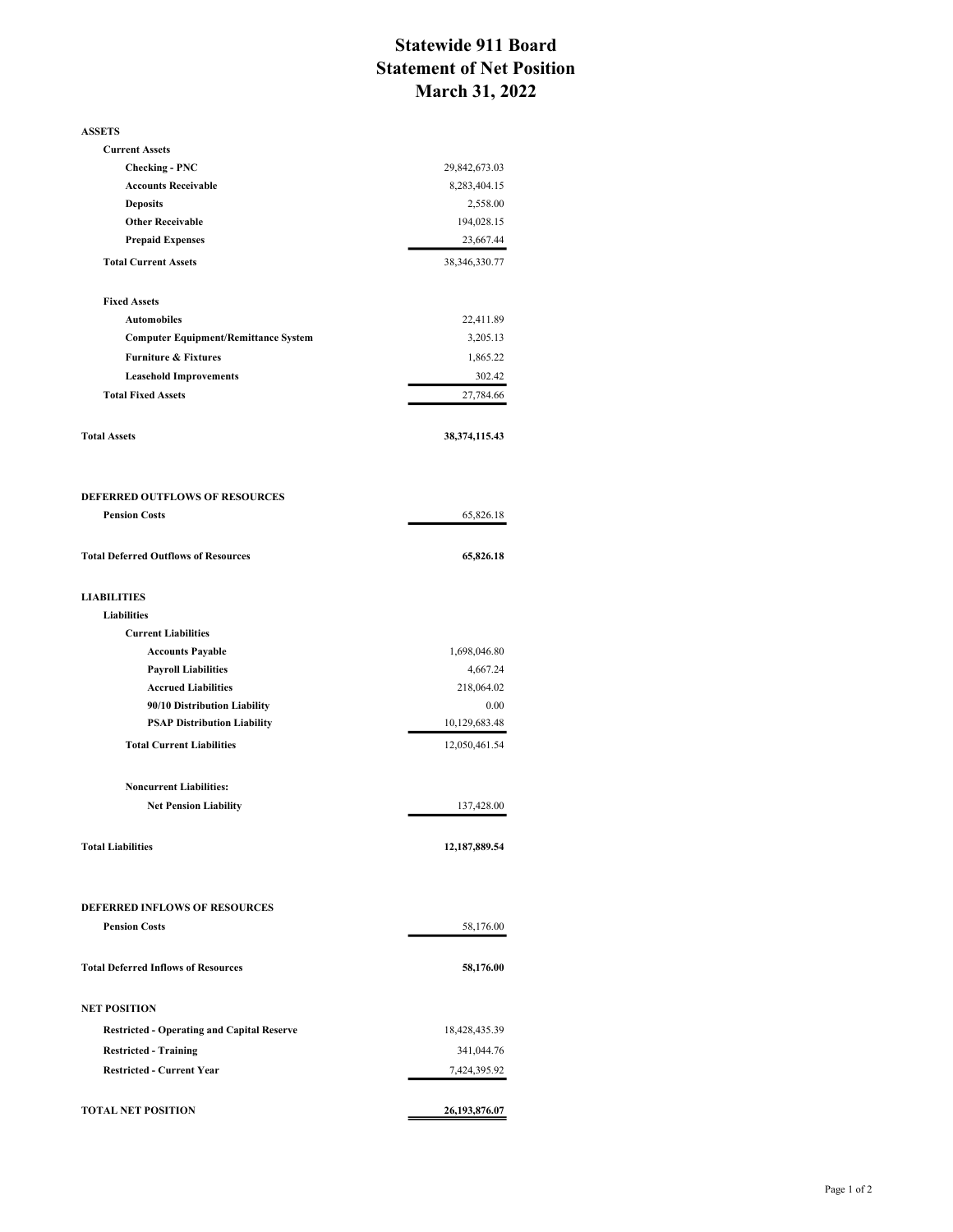# Statewide 911 Board
# Statement of Net Position
# March 31, 2022

| | |
|---|---|
| **ASSETS** | |
| **Current Assets** | |
| **Checking - PNC** | 29,842,673.03 |
| **Accounts Receivable** | 8,283,404.15 |
| **Deposits** | 2,558.00 |
| **Other Receivable** | 194,028.15 |
| **Prepaid Expenses** | 23,667.44 |
| **Total Current Assets** | 38,346,330.77 |
| **Fixed Assets** | |
| **Automobiles** | 22,411.89 |
| **Computer Equipment/Remittance System** | 3,205.13 |
| **Furniture & Fixtures** | 1,865.22 |
| **Leasehold Improvements** | 302.42 |
| **Total Fixed Assets** | 27,784.66 |
| **Total Assets** | **38,374,115.43** |
| **DEFERRED OUTFLOWS OF RESOURCES** | |
| **Pension Costs** | 65,826.18 |
| **Total Deferred Outflows of Resources** | **65,826.18** |
| **LIABILITIES** | |
| **Liabilities** | |
| **Current Liabilities** | |
| **Accounts Payable** | 1,698,046.80 |
| **Payroll Liabilities** | 4,667.24 |
| **Accrued Liabilities** | 218,064.02 |
| **90/10 Distribution Liability** | 0.00 |
| **PSAP Distribution Liability** | 10,129,683.48 |
| **Total Current Liabilities** | 12,050,461.54 |
| **Noncurrent Liabilities:** | |
| **Net Pension Liability** | 137,428.00 |
| **Total Liabilities** | **12,187,889.54** |
| **DEFERRED INFLOWS OF RESOURCES** | |
| **Pension Costs** | 58,176.00 |
| **Total Deferred Inflows of Resources** | **58,176.00** |
| **NET POSITION** | |
| **Restricted - Operating and Capital Reserve** | 18,428,435.39 |
| **Restricted - Training** | 341,044.76 |
| **Restricted - Current Year** | 7,424,395.92 |
| **TOTAL NET POSITION** | **26,193,876.07** |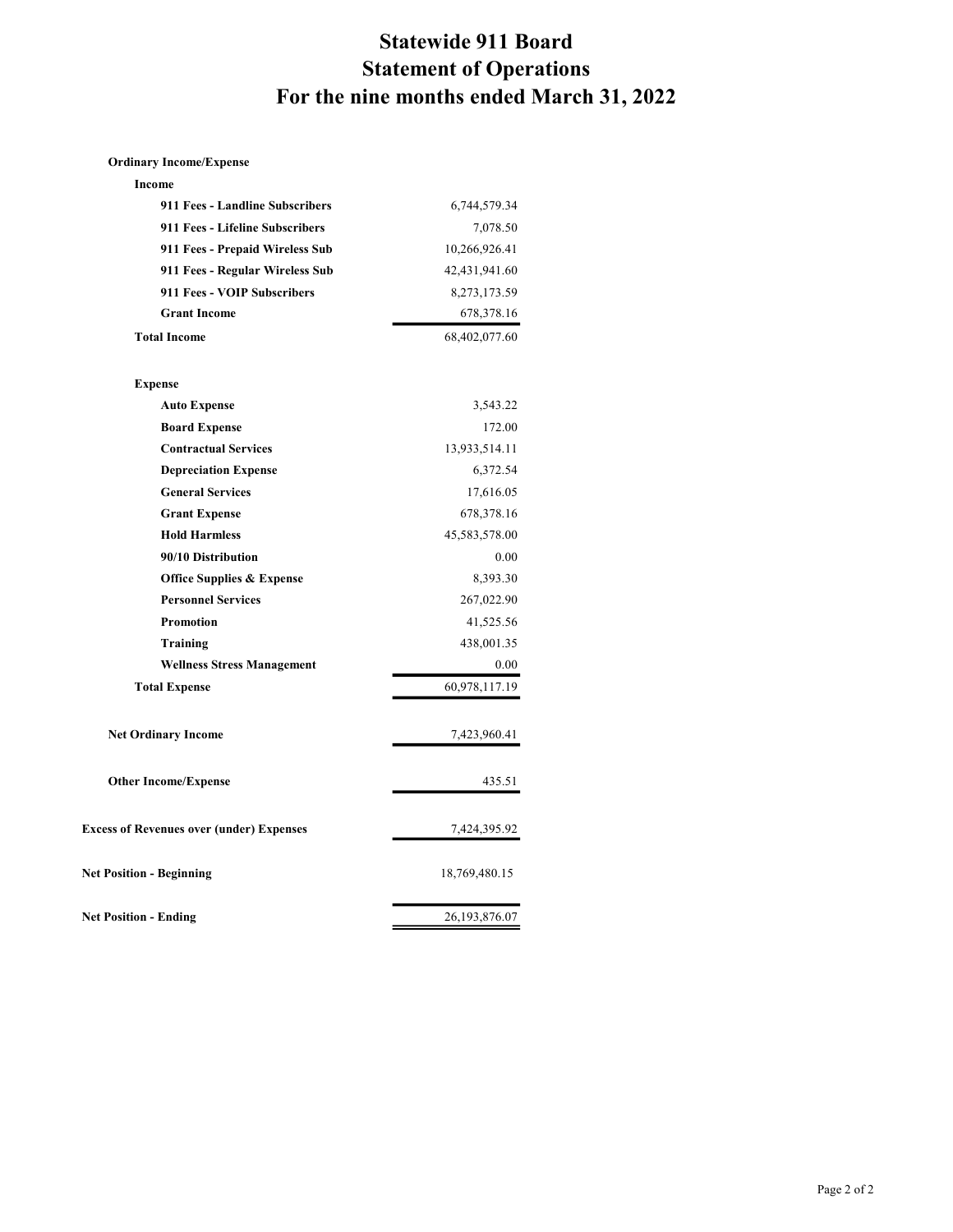# Statewide 911 Board
# Statement of Operations
# For the nine months ended March 31, 2022

| | |
|---|---|
| **Ordinary Income/Expense** | |
| **Income** | |
| **911 Fees - Landline Subscribers** | 6,744,579.34 |
| **911 Fees - Lifeline Subscribers** | 7,078.50 |
| **911 Fees - Prepaid Wireless Sub** | 10,266,926.41 |
| **911 Fees - Regular Wireless Sub** | 42,431,941.60 |
| **911 Fees - VOIP Subscribers** | 8,273,173.59 |
| **Grant Income** | 678,378.16 |
| **Total Income** | 68,402,077.60 |
| **Expense** | |
| **Auto Expense** | 3,543.22 |
| **Board Expense** | 172.00 |
| **Contractual Services** | 13,933,514.11 |
| **Depreciation Expense** | 6,372.54 |
| **General Services** | 17,616.05 |
| **Grant Expense** | 678,378.16 |
| **Hold Harmless** | 45,583,578.00 |
| **90/10 Distribution** | 0.00 |
| **Office Supplies & Expense** | 8,393.30 |
| **Personnel Services** | 267,022.90 |
| **Promotion** | 41,525.56 |
| **Training** | 438,001.35 |
| **Wellness Stress Management** | 0.00 |
| **Total Expense** | 60,978,117.19 |
| **Net Ordinary Income** | 7,423,960.41 |
| **Other Income/Expense** | 435.51 |
| **Excess of Revenues over (under) Expenses** | 7,424,395.92 |
| **Net Position - Beginning** | 18,769,480.15 |
| **Net Position - Ending** | 26,193,876.07 |